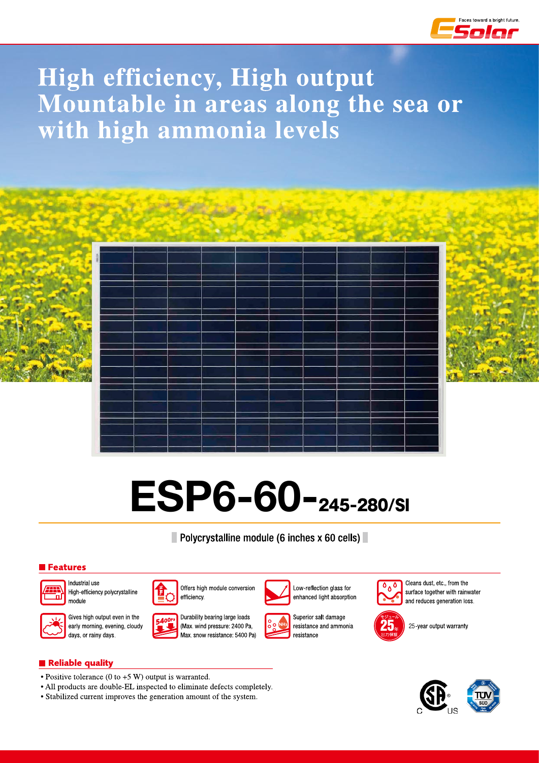Faces toward a bright future.

# High efficiency, High output Mountable in areas along the sea or with high ammonia levels

# ESP6-60-245-280/SI

Polycrystalline module (6 inches x 60 cells)

## Features

- Industrial use High-efficiency polycrystalline module
- Offers high module conversion efficiency.
- Low-reflection glass for enhanced light absorption
- Cleans dust, etc., from the surface together with rainwater and reduces generation loss.
- Gives high output even in the early morning, evening, cloudy days, or rainy days.
- Durability bearing large loads (Max. wind pressure: 2400 Pa, Max. snow resistance: 5400 Pa)
- Superior salt damage resistance and ammonia resistance
- 25-year output warranty

## Reliable quality

- Positive tolerance (0 to +5 W) output is warranted.
- All products are double-EL inspected to eliminate defects completely.
- Stabilized current improves the generation amount of the system.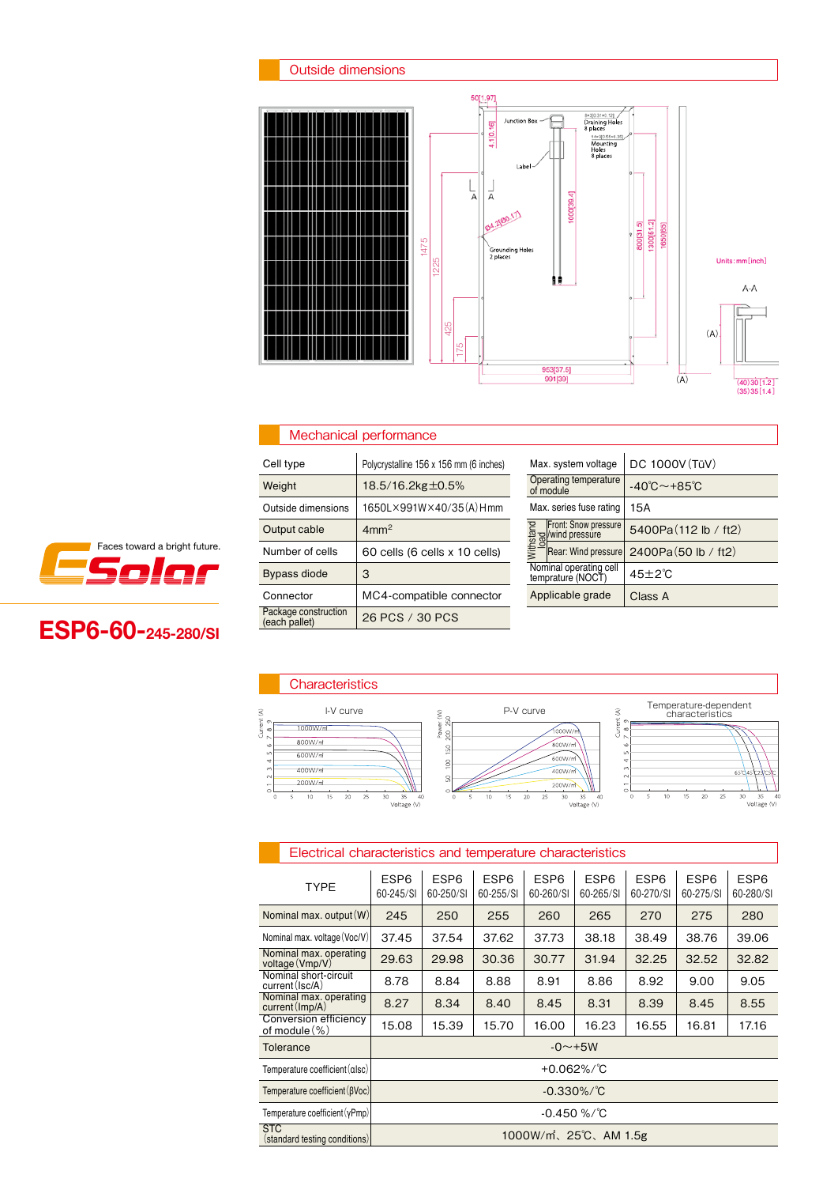## Outside dimensions

Junction Box

8×Ø[0.31×0.12] Draining Holes 8 places

14×Ø[0.55×0.35] Mounting Holes 8 places

Label

Ø4.2[Ø0.17] Grounding Holes 2 places

50[1.97]

4.1[0.16]

1000[39.4]

1475

1225

425

175

800[31.5]

1300[51.2]

1650[65]

953[37.6]

991[39]

A A

(A)

Units: mm [inch]

A-A

(40)30[1.2]
(35)35[1.4]

## Mechanical performance

| | |
|---|---|
| Cell type | Polycrystalline 156 x 156 mm (6 inches) |
| Weight | 18.5/16.2kg±0.5% |
| Outside dimensions | 1650L×991W×40/35(A)Hmm |
| Output cable | 4mm² |
| Number of cells | 60 cells (6 cells x 10 cells) |
| Bypass diode | 3 |
| Connector | MC4-compatible connector |
| Package construction (each pallet) | 26 PCS / 30 PCS |

| | | |
|---|---|---|
| Max. system voltage | | DC 1000V (TÜV) |
| Operating temperature of module | | -40℃～+85℃ |
| Max. series fuse rating | | 15A |
| Withstand load | Front: Snow pressure /wind pressure | 5400Pa(112 lb / ft2) |
| | Rear: Wind pressure | 2400Pa(50 lb / ft2) |
| Nominal operating cell temprature (NOCT) | | 45±2℃ |
| Applicable grade | | Class A |

Faces toward a bright future.

ESolar

# ESP6-60-245-280/SI

## Characteristics

I-V curve

Current (A)

0 1 2 3 4 5 6 7 8 9

1000W/㎡

800W/㎡

600W/㎡

400W/㎡

200W/㎡

0 5 10 15 20 25 30 35 40

Voltage (V)

P-V curve

Power (W)

0 50 100 150 200 250

1000W/㎡

800W/㎡

600W/㎡

400W/㎡

200W/㎡

0 5 10 15 20 25 30 35 40

Voltage (V)

Temperature-dependent characteristics

Current (A)

0 1 2 3 4 5 6 7 8 9

65℃ 45℃ 25℃ 5℃

0 5 10 15 20 25 30 35 40

Voltage (V)

## Electrical characteristics and temperature characteristics

| TYPE | ESP6 60-245/SI | ESP6 60-250/SI | ESP6 60-255/SI | ESP6 60-260/SI | ESP6 60-265/SI | ESP6 60-270/SI | ESP6 60-275/SI | ESP6 60-280/SI |
|---|---|---|---|---|---|---|---|---|
| Nominal max. output (W) | 245 | 250 | 255 | 260 | 265 | 270 | 275 | 280 |
| Nominal max. voltage (Voc/V) | 37.45 | 37.54 | 37.62 | 37.73 | 38.18 | 38.49 | 38.76 | 39.06 |
| Nominal max. operating voltage (Vmp/V) | 29.63 | 29.98 | 30.36 | 30.77 | 31.94 | 32.25 | 32.52 | 32.82 |
| Nominal short-circuit current (Isc/A) | 8.78 | 8.84 | 8.88 | 8.91 | 8.86 | 8.92 | 9.00 | 9.05 |
| Nominal max. operating current (Imp/A) | 8.27 | 8.34 | 8.40 | 8.45 | 8.31 | 8.39 | 8.45 | 8.55 |
| Conversion efficiency of module (%) | 15.08 | 15.39 | 15.70 | 16.00 | 16.23 | 16.55 | 16.81 | 17.16 |
| Tolerance | -0～+5W | | | | | | | |
| Temperature coefficient (αIsc) | +0.062%/℃ | | | | | | | |
| Temperature coefficient (βVoc) | -0.330%/℃ | | | | | | | |
| Temperature coefficient (γPmp) | -0.450 %/℃ | | | | | | | |
| STC (standard testing conditions) | 1000W/㎡、25℃、AM 1.5g | | | | | | | |